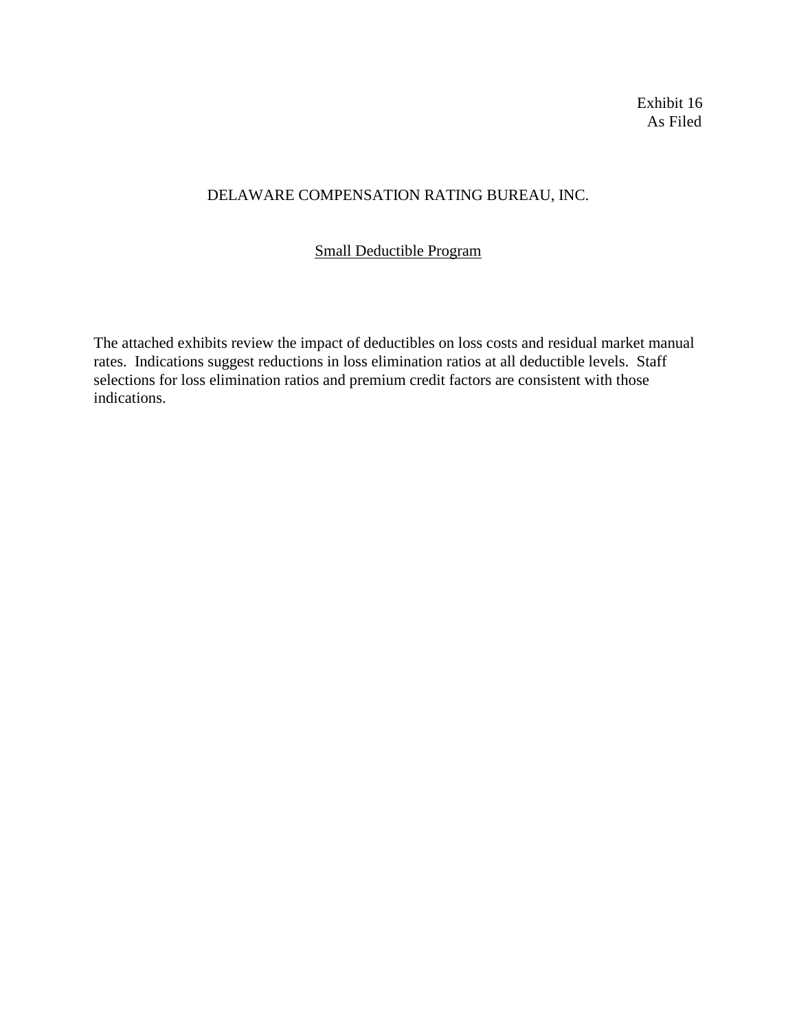Exhibit 16
As Filed

DELAWARE COMPENSATION RATING BUREAU, INC.

Small Deductible Program

The attached exhibits review the impact of deductibles on loss costs and residual market manual rates. Indications suggest reductions in loss elimination ratios at all deductible levels. Staff selections for loss elimination ratios and premium credit factors are consistent with those indications.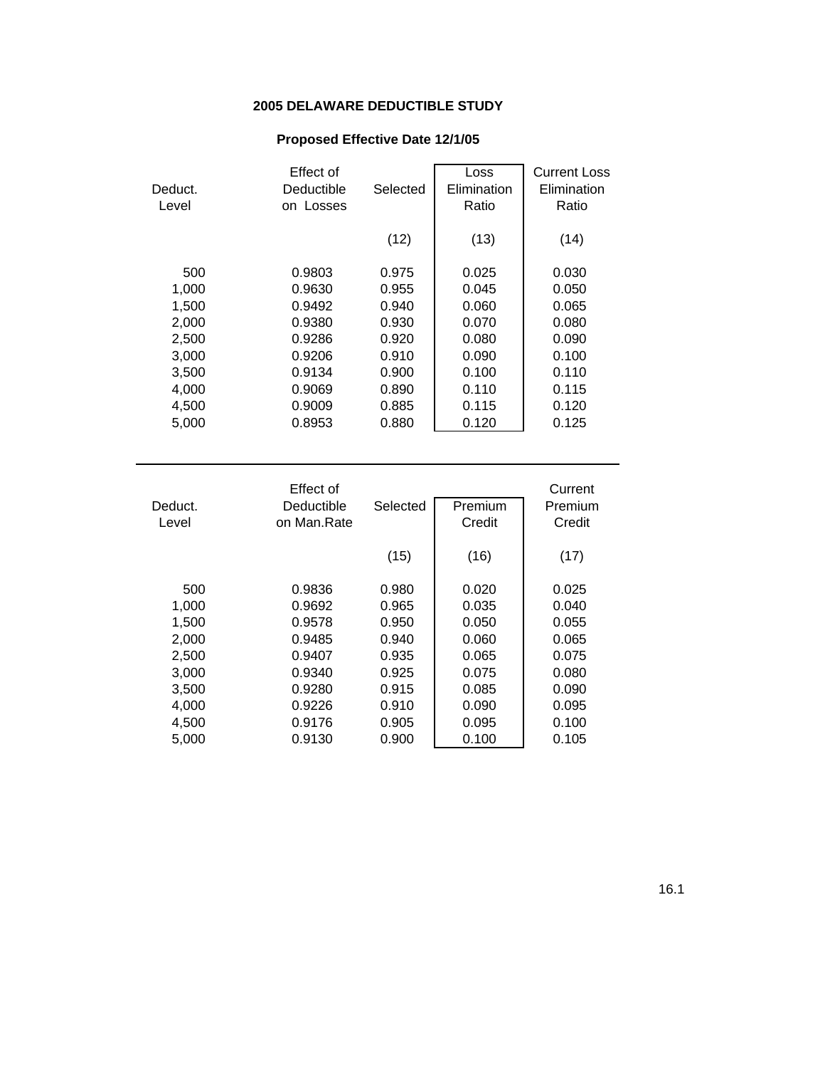# 2005 DELAWARE DEDUCTIBLE STUDY

## Proposed Effective Date 12/1/05

| Deduct. Level | Effect of Deductible on Losses | Selected (12) | Loss Elimination Ratio (13) | Current Loss Elimination Ratio (14) |
|---|---|---|---|---|
| 500 | 0.9803 | 0.975 | 0.025 | 0.030 |
| 1,000 | 0.9630 | 0.955 | 0.045 | 0.050 |
| 1,500 | 0.9492 | 0.940 | 0.060 | 0.065 |
| 2,000 | 0.9380 | 0.930 | 0.070 | 0.080 |
| 2,500 | 0.9286 | 0.920 | 0.080 | 0.090 |
| 3,000 | 0.9206 | 0.910 | 0.090 | 0.100 |
| 3,500 | 0.9134 | 0.900 | 0.100 | 0.110 |
| 4,000 | 0.9069 | 0.890 | 0.110 | 0.115 |
| 4,500 | 0.9009 | 0.885 | 0.115 | 0.120 |
| 5,000 | 0.8953 | 0.880 | 0.120 | 0.125 |

| Deduct. Level | Effect of Deductible on Man.Rate | Selected (15) | Premium Credit (16) | Current Premium Credit (17) |
|---|---|---|---|---|
| 500 | 0.9836 | 0.980 | 0.020 | 0.025 |
| 1,000 | 0.9692 | 0.965 | 0.035 | 0.040 |
| 1,500 | 0.9578 | 0.950 | 0.050 | 0.055 |
| 2,000 | 0.9485 | 0.940 | 0.060 | 0.065 |
| 2,500 | 0.9407 | 0.935 | 0.065 | 0.075 |
| 3,000 | 0.9340 | 0.925 | 0.075 | 0.080 |
| 3,500 | 0.9280 | 0.915 | 0.085 | 0.090 |
| 4,000 | 0.9226 | 0.910 | 0.090 | 0.095 |
| 4,500 | 0.9176 | 0.905 | 0.095 | 0.100 |
| 5,000 | 0.9130 | 0.900 | 0.100 | 0.105 |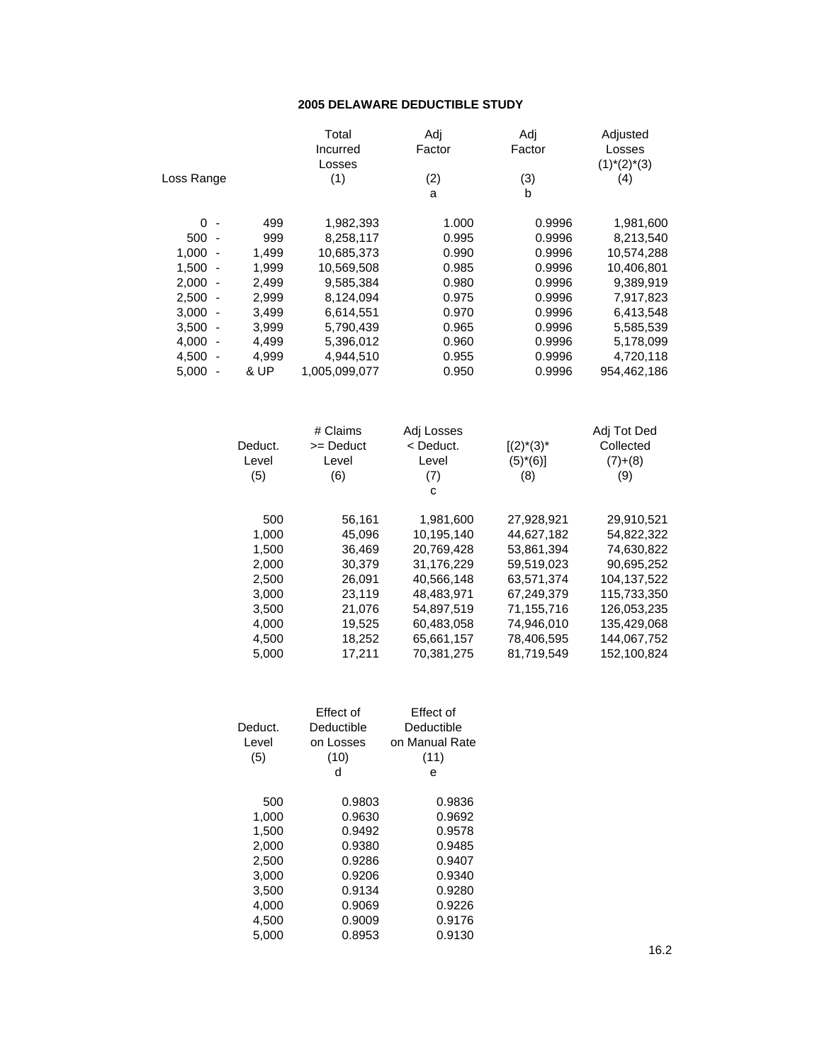### 2005 DELAWARE DEDUCTIBLE STUDY

| Loss Range | | Total Incurred Losses (1) | Adj Factor (2) a | Adj Factor (3) b | Adjusted Losses (1)*(2)*(3) (4) |
|---|---|---|---|---|---|
| 0 - | 499 | 1,982,393 | 1.000 | 0.9996 | 1,981,600 |
| 500 - | 999 | 8,258,117 | 0.995 | 0.9996 | 8,213,540 |
| 1,000 - | 1,499 | 10,685,373 | 0.990 | 0.9996 | 10,574,288 |
| 1,500 - | 1,999 | 10,569,508 | 0.985 | 0.9996 | 10,406,801 |
| 2,000 - | 2,499 | 9,585,384 | 0.980 | 0.9996 | 9,389,919 |
| 2,500 - | 2,999 | 8,124,094 | 0.975 | 0.9996 | 7,917,823 |
| 3,000 - | 3,499 | 6,614,551 | 0.970 | 0.9996 | 6,413,548 |
| 3,500 - | 3,999 | 5,790,439 | 0.965 | 0.9996 | 5,585,539 |
| 4,000 - | 4,499 | 5,396,012 | 0.960 | 0.9996 | 5,178,099 |
| 4,500 - | 4,999 | 4,944,510 | 0.955 | 0.9996 | 4,720,118 |
| 5,000 - | & UP | 1,005,099,077 | 0.950 | 0.9996 | 954,462,186 |

| Deduct. Level (5) | # Claims >= Deduct Level (6) | Adj Losses < Deduct. Level (7) c | [(2)*(3)*(5)*(6)] (8) | Adj Tot Ded Collected (7)+(8) (9) |
|---|---|---|---|---|
| 500 | 56,161 | 1,981,600 | 27,928,921 | 29,910,521 |
| 1,000 | 45,096 | 10,195,140 | 44,627,182 | 54,822,322 |
| 1,500 | 36,469 | 20,769,428 | 53,861,394 | 74,630,822 |
| 2,000 | 30,379 | 31,176,229 | 59,519,023 | 90,695,252 |
| 2,500 | 26,091 | 40,566,148 | 63,571,374 | 104,137,522 |
| 3,000 | 23,119 | 48,483,971 | 67,249,379 | 115,733,350 |
| 3,500 | 21,076 | 54,897,519 | 71,155,716 | 126,053,235 |
| 4,000 | 19,525 | 60,483,058 | 74,946,010 | 135,429,068 |
| 4,500 | 18,252 | 65,661,157 | 78,406,595 | 144,067,752 |
| 5,000 | 17,211 | 70,381,275 | 81,719,549 | 152,100,824 |

| Deduct. Level (5) | Effect of Deductible on Losses (10) d | Effect of Deductible on Manual Rate (11) e |
|---|---|---|
| 500 | 0.9803 | 0.9836 |
| 1,000 | 0.9630 | 0.9692 |
| 1,500 | 0.9492 | 0.9578 |
| 2,000 | 0.9380 | 0.9485 |
| 2,500 | 0.9286 | 0.9407 |
| 3,000 | 0.9206 | 0.9340 |
| 3,500 | 0.9134 | 0.9280 |
| 4,000 | 0.9069 | 0.9226 |
| 4,500 | 0.9009 | 0.9176 |
| 5,000 | 0.8953 | 0.9130 |

16.2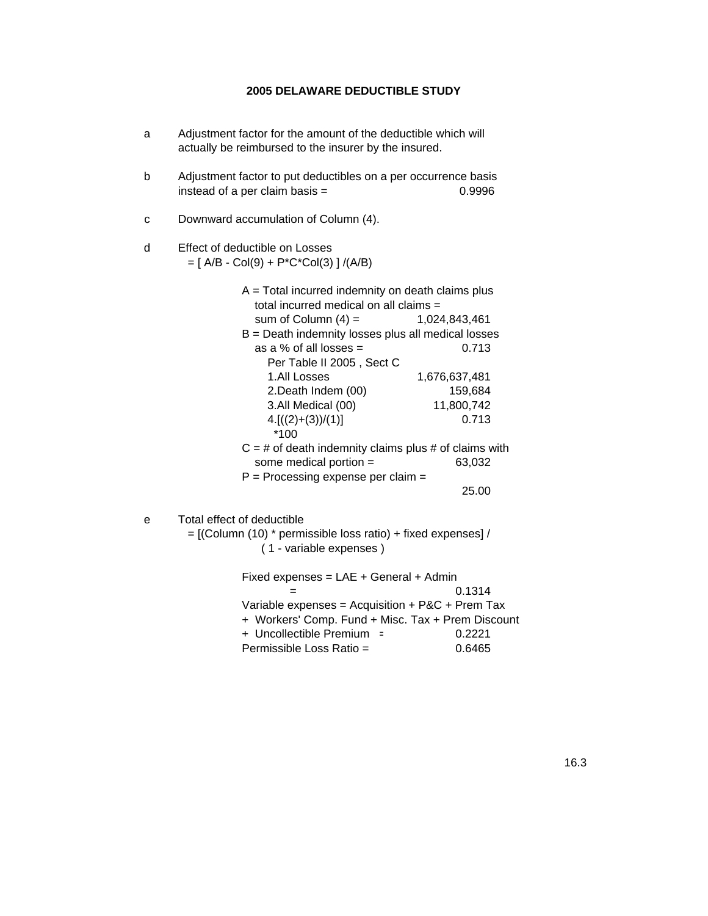# 2005 DELAWARE DEDUCTIBLE STUDY

a  Adjustment factor for the amount of the deductible which will actually be reimbursed to the insurer by the insured.

b  Adjustment factor to put deductibles on a per occurrence basis instead of a per claim basis = 0.9996

c  Downward accumulation of Column (4).

d  Effect of deductible on Losses
= [ A/B - Col(9) + P*C*Col(3) ] /(A/B)

A = Total incurred indemnity on death claims plus total incurred medical on all claims = sum of Column (4) = 1,024,843,461

B = Death indemnity losses plus all medical losses as a % of all losses = 0.713

Per Table II 2005 , Sect C

| | | |
|---|---|---|
| 1. | All Losses | 1,676,637,481 |
| 2. | Death Indem (00) | 159,684 |
| 3. | All Medical (00) | 11,800,742 |
| 4. | [((2)+(3))/(1)] *100 | 0.713 |

C = # of death indemnity claims plus # of claims with some medical portion = 63,032

P = Processing expense per claim = 25.00

e  Total effect of deductible
= [(Column (10) * permissible loss ratio) + fixed expenses] / ( 1 - variable expenses )

Fixed expenses = LAE + General + Admin = 0.1314

Variable expenses = Acquisition + P&C + Prem Tax + Workers' Comp. Fund + Misc. Tax + Prem Discount + Uncollectible Premium = 0.2221

Permissible Loss Ratio = 0.6465